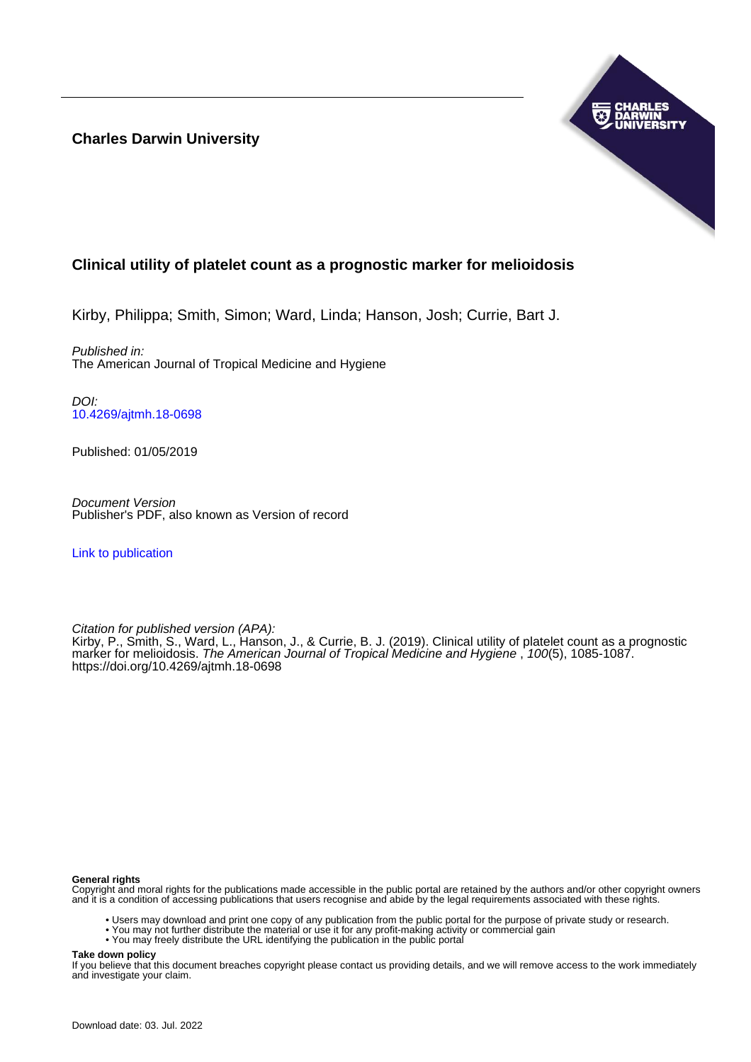**Charles Darwin University**

## Clinical utility of platelet count as a prognostic marker for melioidosis

Kirby, Philippa; Smith, Simon; Ward, Linda; Hanson, Josh; Currie, Bart J.

*Published in:*
The American Journal of Tropical Medicine and Hygiene

*DOI:*
10.4269/ajtmh.18-0698

Published: 01/05/2019

*Document Version*
Publisher's PDF, also known as Version of record

Link to publication

*Citation for published version (APA):*
Kirby, P., Smith, S., Ward, L., Hanson, J., & Currie, B. J. (2019). Clinical utility of platelet count as a prognostic marker for melioidosis. *The American Journal of Tropical Medicine and Hygiene* , *100*(5), 1085-1087. https://doi.org/10.4269/ajtmh.18-0698

**General rights**
Copyright and moral rights for the publications made accessible in the public portal are retained by the authors and/or other copyright owners and it is a condition of accessing publications that users recognise and abide by the legal requirements associated with these rights.

- Users may download and print one copy of any publication from the public portal for the purpose of private study or research.
- You may not further distribute the material or use it for any profit-making activity or commercial gain
- You may freely distribute the URL identifying the publication in the public portal

**Take down policy**
If you believe that this document breaches copyright please contact us providing details, and we will remove access to the work immediately and investigate your claim.

Download date: 03. Jul. 2022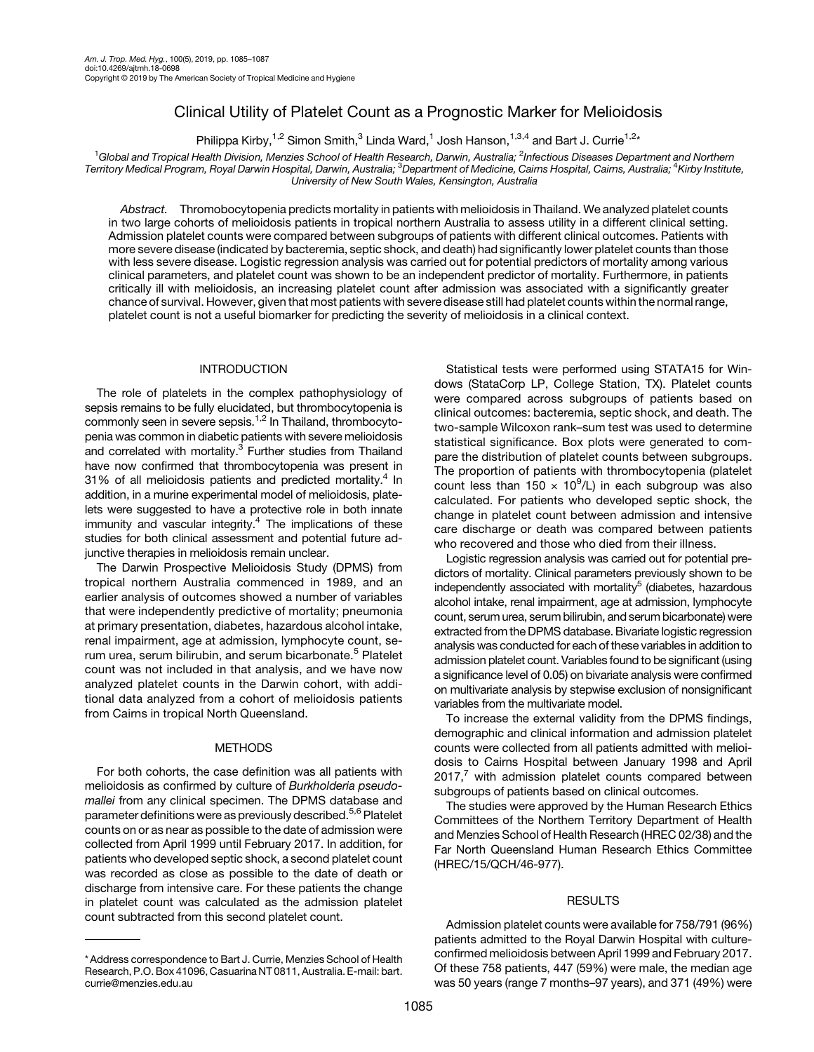# Clinical Utility of Platelet Count as a Prognostic Marker for Melioidosis

Philippa Kirby,[1,2] Simon Smith,[3] Linda Ward,[1] Josh Hanson,[1,3,4] and Bart J. Currie[1,2]*

[1]*Global and Tropical Health Division, Menzies School of Health Research, Darwin, Australia;* [2]*Infectious Diseases Department and Northern Territory Medical Program, Royal Darwin Hospital, Darwin, Australia;* [3]*Department of Medicine, Cairns Hospital, Cairns, Australia;* [4]*Kirby Institute, University of New South Wales, Kensington, Australia*

*Abstract.* Thrombocytopenia predicts mortality in patients with melioidosis in Thailand. We analyzed platelet counts in two large cohorts of melioidosis patients in tropical northern Australia to assess utility in a different clinical setting. Admission platelet counts were compared between subgroups of patients with different clinical outcomes. Patients with more severe disease (indicated by bacteremia, septic shock, and death) had significantly lower platelet counts than those with less severe disease. Logistic regression analysis was carried out for potential predictors of mortality among various clinical parameters, and platelet count was shown to be an independent predictor of mortality. Furthermore, in patients critically ill with melioidosis, an increasing platelet count after admission was associated with a significantly greater chance of survival. However, given that most patients with severe disease still had platelet counts within the normal range, platelet count is not a useful biomarker for predicting the severity of melioidosis in a clinical context.

## INTRODUCTION

The role of platelets in the complex pathophysiology of sepsis remains to be fully elucidated, but thrombocytopenia is commonly seen in severe sepsis.[1,2] In Thailand, thrombocytopenia was common in diabetic patients with severe melioidosis and correlated with mortality.[3] Further studies from Thailand have now confirmed that thrombocytopenia was present in 31% of all melioidosis patients and predicted mortality.[4] In addition, in a murine experimental model of melioidosis, platelets were suggested to have a protective role in both innate immunity and vascular integrity.[4] The implications of these studies for both clinical assessment and potential future adjunctive therapies in melioidosis remain unclear.

The Darwin Prospective Melioidosis Study (DPMS) from tropical northern Australia commenced in 1989, and an earlier analysis of outcomes showed a number of variables that were independently predictive of mortality; pneumonia at primary presentation, diabetes, hazardous alcohol intake, renal impairment, age at admission, lymphocyte count, serum urea, serum bilirubin, and serum bicarbonate.[5] Platelet count was not included in that analysis, and we have now analyzed platelet counts in the Darwin cohort, with additional data analyzed from a cohort of melioidosis patients from Cairns in tropical North Queensland.

## METHODS

For both cohorts, the case definition was all patients with melioidosis as confirmed by culture of *Burkholderia pseudomallei* from any clinical specimen. The DPMS database and parameter definitions were as previously described.[5,6] Platelet counts on or as near as possible to the date of admission were collected from April 1999 until February 2017. In addition, for patients who developed septic shock, a second platelet count was recorded as close as possible to the date of death or discharge from intensive care. For these patients the change in platelet count was calculated as the admission platelet count subtracted from this second platelet count.

Statistical tests were performed using STATA15 for Windows (StataCorp LP, College Station, TX). Platelet counts were compared across subgroups of patients based on clinical outcomes: bacteremia, septic shock, and death. The two-sample Wilcoxon rank–sum test was used to determine statistical significance. Box plots were generated to compare the distribution of platelet counts between subgroups. The proportion of patients with thrombocytopenia (platelet count less than $150 \times 10^9$/L) in each subgroup was also calculated. For patients who developed septic shock, the change in platelet count between admission and intensive care discharge or death was compared between patients who recovered and those who died from their illness.

Logistic regression analysis was carried out for potential predictors of mortality. Clinical parameters previously shown to be independently associated with mortality[5] (diabetes, hazardous alcohol intake, renal impairment, age at admission, lymphocyte count, serum urea, serum bilirubin, and serum bicarbonate) were extracted from the DPMS database. Bivariate logistic regression analysis was conducted for each of these variables in addition to admission platelet count. Variables found to be significant (using a significance level of 0.05) on bivariate analysis were confirmed on multivariate analysis by stepwise exclusion of nonsignificant variables from the multivariate model.

To increase the external validity from the DPMS findings, demographic and clinical information and admission platelet counts were collected from all patients admitted with melioidosis to Cairns Hospital between January 1998 and April 2017,[7] with admission platelet counts compared between subgroups of patients based on clinical outcomes.

The studies were approved by the Human Research Ethics Committees of the Northern Territory Department of Health and Menzies School of Health Research (HREC 02/38) and the Far North Queensland Human Research Ethics Committee (HREC/15/QCH/46-977).

## RESULTS

Admission platelet counts were available for 758/791 (96%) patients admitted to the Royal Darwin Hospital with culture-confirmed melioidosis between April 1999 and February 2017. Of these 758 patients, 447 (59%) were male, the median age was 50 years (range 7 months–97 years), and 371 (49%) were

---

\* Address correspondence to Bart J. Currie, Menzies School of Health Research, P.O. Box 41096, Casuarina NT 0811, Australia. E-mail: bart.currie@menzies.edu.au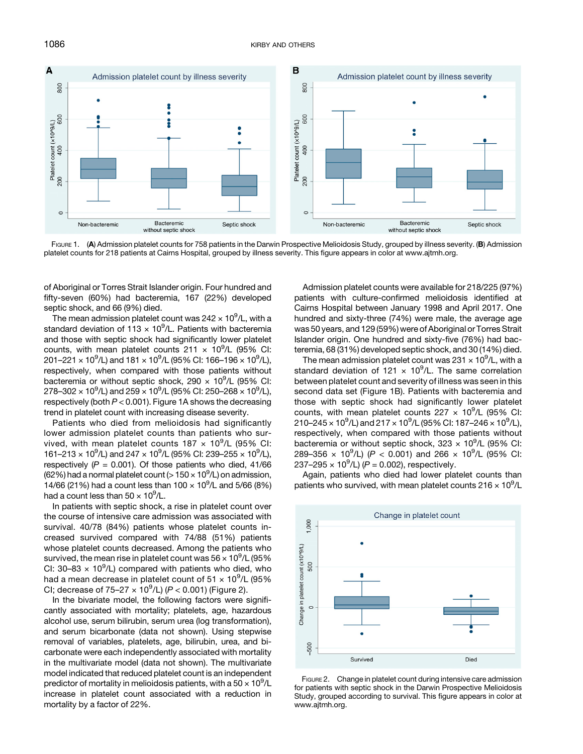FIGURE 1. (**A**) Admission platelet counts for 758 patients in the Darwin Prospective Melioidosis Study, grouped by illness severity. (**B**) Admission platelet counts for 218 patients at Cairns Hospital, grouped by illness severity. This figure appears in color at www.ajtmh.org.

of Aboriginal or Torres Strait Islander origin. Four hundred and fifty-seven (60%) had bacteremia, 167 (22%) developed septic shock, and 66 (9%) died.

The mean admission platelet count was $242 \times 10^9$/L, with a standard deviation of $113 \times 10^9$/L. Patients with bacteremia and those with septic shock had significantly lower platelet counts, with mean platelet counts $211 \times 10^9$/L (95% CI: $201–221 \times 10^9$/L) and $181 \times 10^9$/L (95% CI: $166–196 \times 10^9$/L), respectively, when compared with those patients without bacteremia or without septic shock, $290 \times 10^9$/L (95% CI: $278–302 \times 10^9$/L) and $259 \times 10^9$/L (95% CI: $250–268 \times 10^9$/L), respectively (both $P < 0.001$). Figure 1A shows the decreasing trend in platelet count with increasing disease severity.

Patients who died from melioidosis had significantly lower admission platelet counts than patients who survived, with mean platelet counts $187 \times 10^9$/L (95% CI: $161–213 \times 10^9$/L) and $247 \times 10^9$/L (95% CI: $239–255 \times 10^9$/L), respectively ($P = 0.001$). Of those patients who died, 41/66 (62%) had a normal platelet count ($> 150 \times 10^9$/L) on admission, 14/66 (21%) had a count less than $100 \times 10^9$/L and 5/66 (8%) had a count less than $50 \times 10^9$/L.

In patients with septic shock, a rise in platelet count over the course of intensive care admission was associated with survival. 40/78 (84%) patients whose platelet counts increased survived compared with 74/88 (51%) patients whose platelet counts decreased. Among the patients who survived, the mean rise in platelet count was $56 \times 10^9$/L (95% CI: $30–83 \times 10^9$/L) compared with patients who died, who had a mean decrease in platelet count of $51 \times 10^9$/L (95% CI; decrease of $75–27 \times 10^9$/L) ($P < 0.001$) (Figure 2).

In the bivariate model, the following factors were significantly associated with mortality; platelets, age, hazardous alcohol use, serum bilirubin, serum urea (log transformation), and serum bicarbonate (data not shown). Using stepwise removal of variables, platelets, age, bilirubin, urea, and bicarbonate were each independently associated with mortality in the multivariate model (data not shown). The multivariate model indicated that reduced platelet count is an independent predictor of mortality in melioidosis patients, with a $50 \times 10^9$/L increase in platelet count associated with a reduction in mortality by a factor of 22%.

Admission platelet counts were available for 218/225 (97%) patients with culture-confirmed melioidosis identified at Cairns Hospital between January 1998 and April 2017. One hundred and sixty-three (74%) were male, the average age was 50 years, and 129 (59%) were of Aboriginal or Torres Strait Islander origin. One hundred and sixty-five (76%) had bacteremia, 68 (31%) developed septic shock, and 30 (14%) died.

The mean admission platelet count was $231 \times 10^9$/L, with a standard deviation of $121 \times 10^9$/L. The same correlation between platelet count and severity of illness was seen in this second data set (Figure 1B). Patients with bacteremia and those with septic shock had significantly lower platelet counts, with mean platelet counts $227 \times 10^9$/L (95% CI: $210–245 \times 10^9$/L) and $217 \times 10^9$/L (95% CI: $187–246 \times 10^9$/L), respectively, when compared with those patients without bacteremia or without septic shock, $323 \times 10^9$/L (95% CI: $289–356 \times 10^9$/L) ($P < 0.001$) and $266 \times 10^9$/L (95% CI: $237–295 \times 10^9$/L) ($P = 0.002$), respectively.

Again, patients who died had lower platelet counts than patients who survived, with mean platelet counts $216 \times 10^9$/L

FIGURE 2. Change in platelet count during intensive care admission for patients with septic shock in the Darwin Prospective Melioidosis Study, grouped according to survival. This figure appears in color at www.ajtmh.org.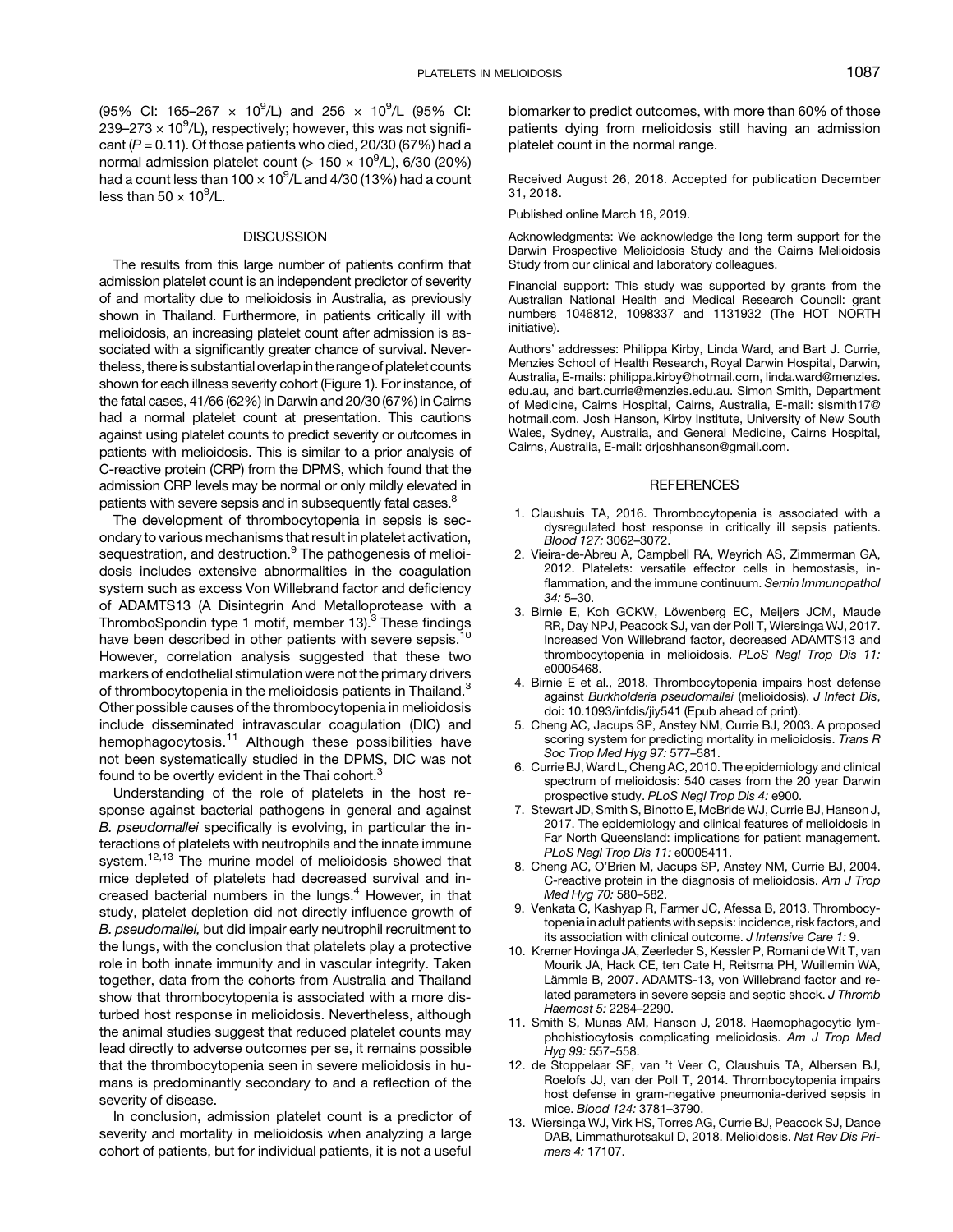(95% CI: 165–267 × $10^9$/L) and 256 × $10^9$/L (95% CI: 239–273 × $10^9$/L), respectively; however, this was not significant ($P = 0.11$). Of those patients who died, 20/30 (67%) had a normal admission platelet count (> 150 × $10^9$/L), 6/30 (20%) had a count less than 100 × $10^9$/L and 4/30 (13%) had a count less than 50 × $10^9$/L.

## DISCUSSION

The results from this large number of patients confirm that admission platelet count is an independent predictor of severity of and mortality due to melioidosis in Australia, as previously shown in Thailand. Furthermore, in patients critically ill with melioidosis, an increasing platelet count after admission is associated with a significantly greater chance of survival. Nevertheless, there is substantial overlap in the range of platelet counts shown for each illness severity cohort (Figure 1). For instance, of the fatal cases, 41/66 (62%) in Darwin and 20/30 (67%) in Cairns had a normal platelet count at presentation. This cautions against using platelet counts to predict severity or outcomes in patients with melioidosis. This is similar to a prior analysis of C-reactive protein (CRP) from the DPMS, which found that the admission CRP levels may be normal or only mildly elevated in patients with severe sepsis and in subsequently fatal cases.[8]

The development of thrombocytopenia in sepsis is secondary to various mechanisms that result in platelet activation, sequestration, and destruction.[9] The pathogenesis of melioidosis includes extensive abnormalities in the coagulation system such as excess Von Willebrand factor and deficiency of ADAMTS13 (A Disintegrin And Metalloprotease with a ThromboSpondin type 1 motif, member 13).[3] These findings have been described in other patients with severe sepsis.[10] However, correlation analysis suggested that these two markers of endothelial stimulation were not the primary drivers of thrombocytopenia in the melioidosis patients in Thailand.[3] Other possible causes of the thrombocytopenia in melioidosis include disseminated intravascular coagulation (DIC) and hemophagocytosis.[11] Although these possibilities have not been systematically studied in the DPMS, DIC was not found to be overtly evident in the Thai cohort.[3]

Understanding of the role of platelets in the host response against bacterial pathogens in general and against *B. pseudomallei* specifically is evolving, in particular the interactions of platelets with neutrophils and the innate immune system.[12,13] The murine model of melioidosis showed that mice depleted of platelets had decreased survival and increased bacterial numbers in the lungs.[4] However, in that study, platelet depletion did not directly influence growth of *B. pseudomallei,* but did impair early neutrophil recruitment to the lungs, with the conclusion that platelets play a protective role in both innate immunity and in vascular integrity. Taken together, data from the cohorts from Australia and Thailand show that thrombocytopenia is associated with a more disturbed host response in melioidosis. Nevertheless, although the animal studies suggest that reduced platelet counts may lead directly to adverse outcomes per se, it remains possible that the thrombocytopenia seen in severe melioidosis in humans is predominantly secondary to and a reflection of the severity of disease.

In conclusion, admission platelet count is a predictor of severity and mortality in melioidosis when analyzing a large cohort of patients, but for individual patients, it is not a useful biomarker to predict outcomes, with more than 60% of those patients dying from melioidosis still having an admission platelet count in the normal range.

Received August 26, 2018. Accepted for publication December 31, 2018.

Published online March 18, 2019.

Acknowledgments: We acknowledge the long term support for the Darwin Prospective Melioidosis Study and the Cairns Melioidosis Study from our clinical and laboratory colleagues.

Financial support: This study was supported by grants from the Australian National Health and Medical Research Council: grant numbers 1046812, 1098337 and 1131932 (The HOT NORTH initiative).

Authors' addresses: Philippa Kirby, Linda Ward, and Bart J. Currie, Menzies School of Health Research, Royal Darwin Hospital, Darwin, Australia, E-mails: philippa.kirby@hotmail.com, linda.ward@menzies.edu.au, and bart.currie@menzies.edu.au. Simon Smith, Department of Medicine, Cairns Hospital, Cairns, Australia, E-mail: sismith17@hotmail.com. Josh Hanson, Kirby Institute, University of New South Wales, Sydney, Australia, and General Medicine, Cairns Hospital, Cairns, Australia, E-mail: drjoshhanson@gmail.com.

## REFERENCES

1. Claushuis TA, 2016. Thrombocytopenia is associated with a dysregulated host response in critically ill sepsis patients. *Blood 127:* 3062–3072.
2. Vieira-de-Abreu A, Campbell RA, Weyrich AS, Zimmerman GA, 2012. Platelets: versatile effector cells in hemostasis, inflammation, and the immune continuum. *Semin Immunopathol 34:* 5–30.
3. Birnie E, Koh GCKW, Löwenberg EC, Meijers JCM, Maude RR, Day NPJ, Peacock SJ, van der Poll T, Wiersinga WJ, 2017. Increased Von Willebrand factor, decreased ADAMTS13 and thrombocytopenia in melioidosis. *PLoS Negl Trop Dis 11:* e0005468.
4. Birnie E et al., 2018. Thrombocytopenia impairs host defense against *Burkholderia pseudomallei* (melioidosis). *J Infect Dis*, doi: 10.1093/infdis/jiy541 (Epub ahead of print).
5. Cheng AC, Jacups SP, Anstey NM, Currie BJ, 2003. A proposed scoring system for predicting mortality in melioidosis. *Trans R Soc Trop Med Hyg 97:* 577–581.
6. Currie BJ, Ward L, Cheng AC, 2010. The epidemiology and clinical spectrum of melioidosis: 540 cases from the 20 year Darwin prospective study. *PLoS Negl Trop Dis 4:* e900.
7. Stewart JD, Smith S, Binotto E, McBride WJ, Currie BJ, Hanson J, 2017. The epidemiology and clinical features of melioidosis in Far North Queensland: implications for patient management. *PLoS Negl Trop Dis 11:* e0005411.
8. Cheng AC, O'Brien M, Jacups SP, Anstey NM, Currie BJ, 2004. C-reactive protein in the diagnosis of melioidosis. *Am J Trop Med Hyg 70:* 580–582.
9. Venkata C, Kashyap R, Farmer JC, Afessa B, 2013. Thrombocytopenia in adult patients with sepsis: incidence, risk factors, and its association with clinical outcome. *J Intensive Care 1:* 9.
10. Kremer Hovinga JA, Zeerleder S, Kessler P, Romani de Wit T, van Mourik JA, Hack CE, ten Cate H, Reitsma PH, Wuillemin WA, Lämmle B, 2007. ADAMTS-13, von Willebrand factor and related parameters in severe sepsis and septic shock. *J Thromb Haemost 5:* 2284–2290.
11. Smith S, Munas AM, Hanson J, 2018. Haemophagocytic lymphohistiocytosis complicating melioidosis. *Am J Trop Med Hyg 99:* 557–558.
12. de Stoppelaar SF, van 't Veer C, Claushuis TA, Albersen BJ, Roelofs JJ, van der Poll T, 2014. Thrombocytopenia impairs host defense in gram-negative pneumonia-derived sepsis in mice. *Blood 124:* 3781–3790.
13. Wiersinga WJ, Virk HS, Torres AG, Currie BJ, Peacock SJ, Dance DAB, Limmathurotsakul D, 2018. Melioidosis. *Nat Rev Dis Primers 4:* 17107.